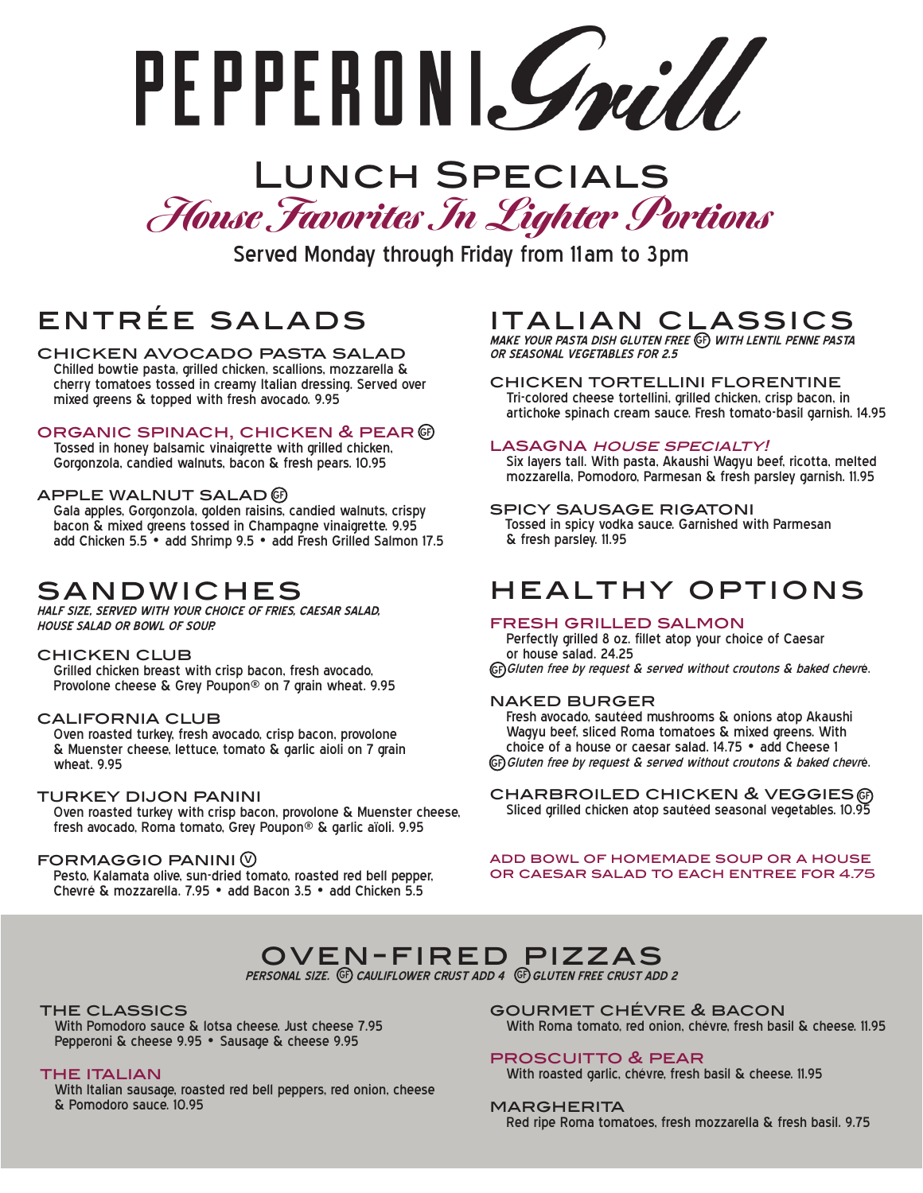# PEPPERONI Grill

## Lunch Specials

### *House Favorites In Lighter Portions*

Served Monday through Friday from 11am to 3pm

## ENTRÉE SALADS

### CHICKEN AVOCADO PASTA SALAD

Chilled bowtie pasta, grilled chicken, scallions, mozzarella & cherry tomatoes tossed in creamy Italian dressing. Served over mixed greens & topped with fresh avocado. 9.95

### ORGANIC SPINACH, CHICKEN & PEAR (GF)

Tossed in honey balsamic vinaigrette with grilled chicken, Gorgonzola, candied walnuts, bacon & fresh pears. 10.95

### APPLE WALNUT SALAD (GF)

Gala apples, Gorgonzola, golden raisins, candied walnuts, crispy bacon & mixed greens tossed in Champagne vinaigrette. 9.95
add Chicken 5.5 • add Shrimp 9.5 • add Fresh Grilled Salmon 17.5

## SANDWICHES

*HALF SIZE, SERVED WITH YOUR CHOICE OF FRIES, CAESAR SALAD, HOUSE SALAD OR BOWL OF SOUP.*

### CHICKEN CLUB

Grilled chicken breast with crisp bacon, fresh avocado, Provolone cheese & Grey Poupon® on 7 grain wheat. 9.95

### CALIFORNIA CLUB

Oven roasted turkey, fresh avocado, crisp bacon, provolone & Muenster cheese, lettuce, tomato & garlic aioli on 7 grain wheat. 9.95

### TURKEY DIJON PANINI

Oven roasted turkey with crisp bacon, provolone & Muenster cheese, fresh avocado, Roma tomato, Grey Poupon® & garlic aïoli. 9.95

### FORMAGGIO PANINI (V)

Pesto, Kalamata olive, sun-dried tomato, roasted red bell pepper, Chevré & mozzarella. 7.95 • add Bacon 3.5 • add Chicken 5.5

## ITALIAN CLASSICS

*MAKE YOUR PASTA DISH GLUTEN FREE (GF) WITH LENTIL PENNE PASTA OR SEASONAL VEGETABLES FOR 2.5*

### CHICKEN TORTELLINI FLORENTINE

Tri-colored cheese tortellini, grilled chicken, crisp bacon, in artichoke spinach cream sauce. Fresh tomato-basil garnish. 14.95

### LASAGNA *HOUSE SPECIALTY!*

Six layers tall. With pasta, Akaushi Wagyu beef, ricotta, melted mozzarella, Pomodoro, Parmesan & fresh parsley garnish. 11.95

### SPICY SAUSAGE RIGATONI

Tossed in spicy vodka sauce. Garnished with Parmesan & fresh parsley. 11.95

## HEALTHY OPTIONS

### FRESH GRILLED SALMON

Perfectly grilled 8 oz. fillet atop your choice of Caesar or house salad. 24.25
(GF) *Gluten free by request & served without croutons & baked chevrè.*

### NAKED BURGER

Fresh avocado, sautéed mushrooms & onions atop Akaushi Wagyu beef, sliced Roma tomatoes & mixed greens. With choice of a house or caesar salad. 14.75 • add Cheese 1
(GF) *Gluten free by request & served without croutons & baked chevrè.*

### CHARBROILED CHICKEN & VEGGIES (GF)

Sliced grilled chicken atop sautéed seasonal vegetables. 10.95

ADD BOWL OF HOMEMADE SOUP OR A HOUSE OR CAESAR SALAD TO EACH ENTREE FOR 4.75

## OVEN-FIRED PIZZAS

*PERSONAL SIZE. (GF) CAULIFLOWER CRUST ADD 4 (GF) GLUTEN FREE CRUST ADD 2*

### THE CLASSICS

With Pomodoro sauce & lotsa cheese. Just cheese 7.95
Pepperoni & cheese 9.95 • Sausage & cheese 9.95

### THE ITALIAN

With Italian sausage, roasted red bell peppers, red onion, cheese & Pomodoro sauce. 10.95

### GOURMET CHÉVRE & BACON

With Roma tomato, red onion, chévre, fresh basil & cheese. 11.95

### PROSCUITTO & PEAR

With roasted garlic, chévre, fresh basil & cheese. 11.95

### MARGHERITA

Red ripe Roma tomatoes, fresh mozzarella & fresh basil. 9.75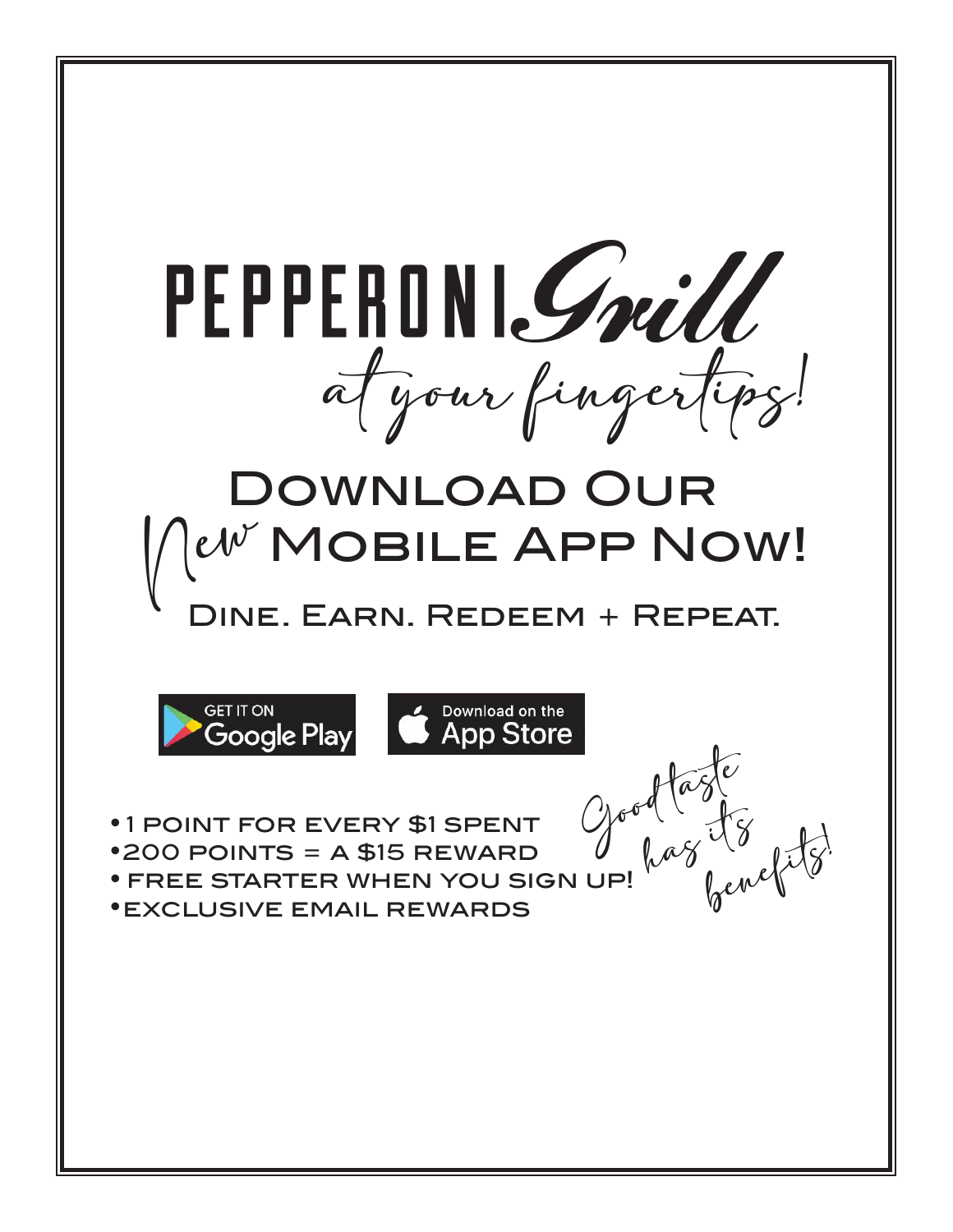# PEPPERONI Grill

*at your fingertips!*

## Download Our *New* Mobile App Now!

### Dine. Earn. Redeem + Repeat.

GET IT ON Google Play

Download on the App Store

- 1 POINT FOR EVERY $1 SPENT
- 200 POINTS = A $15 REWARD
- FREE STARTER WHEN YOU SIGN UP!
- EXCLUSIVE EMAIL REWARDS

*Good taste has it's benefits!*